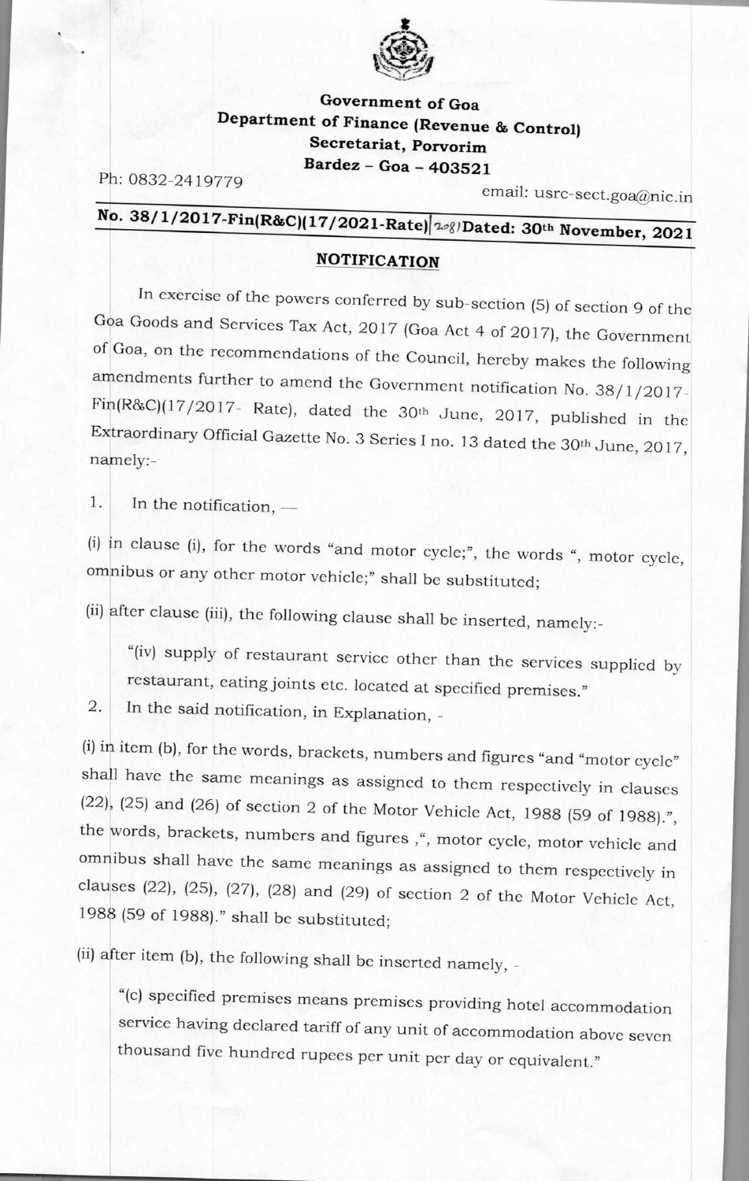**Government of Goa**
**Department of Finance (Revenue & Control)**
**Secretariat, Porvorim**
**Bardez – Goa – 403521**

Ph: 0832-2419779

email: usrc-sect.goa@nic.in

**No. 38/1/2017-Fin(R&C)(17/2021-Rate)/208/Dated: 30th November, 2021**

## NOTIFICATION

In exercise of the powers conferred by sub-section (5) of section 9 of the Goa Goods and Services Tax Act, 2017 (Goa Act 4 of 2017), the Government of Goa, on the recommendations of the Council, hereby makes the following amendments further to amend the Government notification No. 38/1/2017-Fin(R&C)(17/2017- Rate), dated the 30th June, 2017, published in the Extraordinary Official Gazette No. 3 Series I no. 13 dated the 30th June, 2017, namely:-

1. In the notification, —

(i) in clause (i), for the words "and motor cycle;", the words ", motor cycle, omnibus or any other motor vehicle;" shall be substituted;

(ii) after clause (iii), the following clause shall be inserted, namely:-

> "(iv) supply of restaurant service other than the services supplied by restaurant, eating joints etc. located at specified premises."

2. In the said notification, in Explanation, -

(i) in item (b), for the words, brackets, numbers and figures "and "motor cycle" shall have the same meanings as assigned to them respectively in clauses (22), (25) and (26) of section 2 of the Motor Vehicle Act, 1988 (59 of 1988).", the words, brackets, numbers and figures ,", motor cycle, motor vehicle and omnibus shall have the same meanings as assigned to them respectively in clauses (22), (25), (27), (28) and (29) of section 2 of the Motor Vehicle Act, 1988 (59 of 1988)." shall be substituted;

(ii) after item (b), the following shall be inserted namely, -

> "(c) specified premises means premises providing hotel accommodation service having declared tariff of any unit of accommodation above seven thousand five hundred rupees per unit per day or equivalent."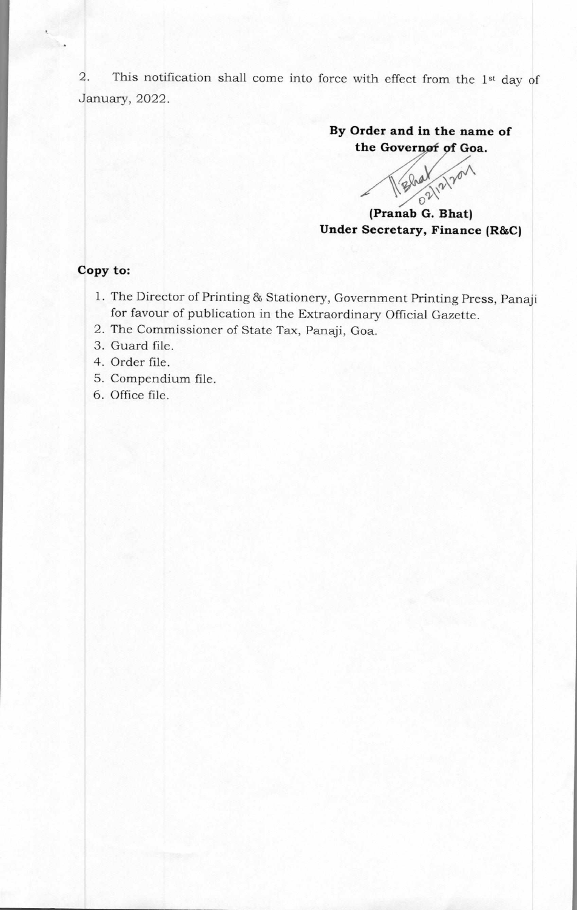2. This notification shall come into force with effect from the 1st day of January, 2022.

**By Order and in the name of the Governor of Goa.**

**(Pranab G. Bhat)**
**Under Secretary, Finance (R&C)**

**Copy to:**

1. The Director of Printing & Stationery, Government Printing Press, Panaji for favour of publication in the Extraordinary Official Gazette.
2. The Commissioner of State Tax, Panaji, Goa.
3. Guard file.
4. Order file.
5. Compendium file.
6. Office file.